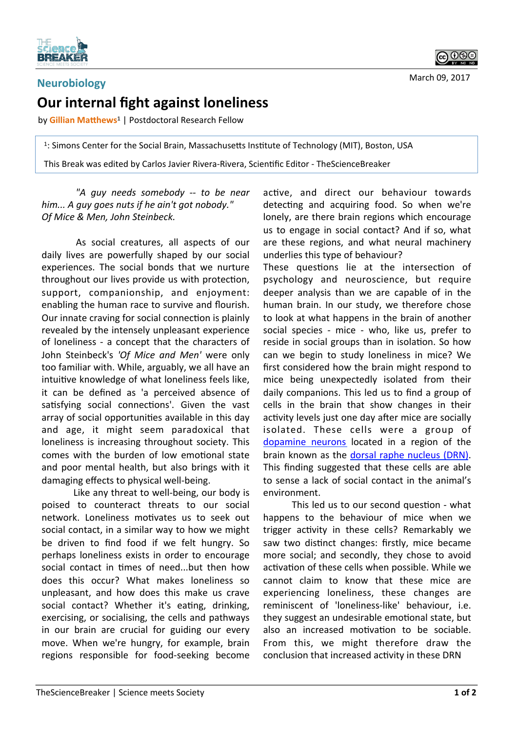Neurobiology

March 09, 2017

# Our internal fight against loneliness

by **Gillian Matthews**[1] | Postdoctoral Research Fellow

[1]: Simons Center for the Social Brain, Massachusetts Institute of Technology (MIT), Boston, USA

This Break was edited by Carlos Javier Rivera-Rivera, Scientific Editor - TheScienceBreaker

*"A guy needs somebody -- to be near him... A guy goes nuts if he ain't got nobody." Of Mice & Men, John Steinbeck.*

As social creatures, all aspects of our daily lives are powerfully shaped by our social experiences. The social bonds that we nurture throughout our lives provide us with protection, support, companionship, and enjoyment: enabling the human race to survive and flourish. Our innate craving for social connection is plainly revealed by the intensely unpleasant experience of loneliness - a concept that the characters of John Steinbeck's *'Of Mice and Men'* were only too familiar with. While, arguably, we all have an intuitive knowledge of what loneliness feels like, it can be defined as 'a perceived absence of satisfying social connections'. Given the vast array of social opportunities available in this day and age, it might seem paradoxical that loneliness is increasing throughout society. This comes with the burden of low emotional state and poor mental health, but also brings with it damaging effects to physical well-being.

Like any threat to well-being, our body is poised to counteract threats to our social network. Loneliness motivates us to seek out social contact, in a similar way to how we might be driven to find food if we felt hungry. So perhaps loneliness exists in order to encourage social contact in times of need...but then how does this occur? What makes loneliness so unpleasant, and how does this make us crave social contact? Whether it's eating, drinking, exercising, or socialising, the cells and pathways in our brain are crucial for guiding our every move. When we're hungry, for example, brain regions responsible for food-seeking become active, and direct our behaviour towards detecting and acquiring food. So when we're lonely, are there brain regions which encourage us to engage in social contact? And if so, what are these regions, and what neural machinery underlies this type of behaviour?

These questions lie at the intersection of psychology and neuroscience, but require deeper analysis than we are capable of in the human brain. In our study, we therefore chose to look at what happens in the brain of another social species - mice - who, like us, prefer to reside in social groups than in isolation. So how can we begin to study loneliness in mice? We first considered how the brain might respond to mice being unexpectedly isolated from their daily companions. This led us to find a group of cells in the brain that show changes in their activity levels just one day after mice are socially isolated. These cells were a group of dopamine neurons located in a region of the brain known as the dorsal raphe nucleus (DRN). This finding suggested that these cells are able to sense a lack of social contact in the animal's environment.

This led us to our second question - what happens to the behaviour of mice when we trigger activity in these cells? Remarkably we saw two distinct changes: firstly, mice became more social; and secondly, they chose to avoid activation of these cells when possible. While we cannot claim to know that these mice are experiencing loneliness, these changes are reminiscent of 'loneliness-like' behaviour, i.e. they suggest an undesirable emotional state, but also an increased motivation to be sociable. From this, we might therefore draw the conclusion that increased activity in these DRN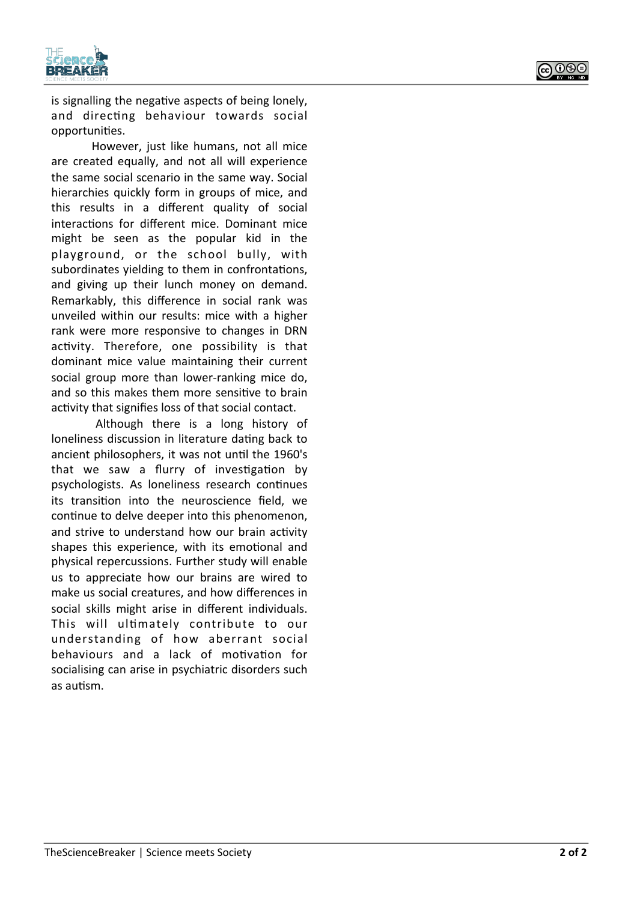is signalling the negative aspects of being lonely, and directing behaviour towards social opportunities.

However, just like humans, not all mice are created equally, and not all will experience the same social scenario in the same way. Social hierarchies quickly form in groups of mice, and this results in a different quality of social interactions for different mice. Dominant mice might be seen as the popular kid in the playground, or the school bully, with subordinates yielding to them in confrontations, and giving up their lunch money on demand. Remarkably, this difference in social rank was unveiled within our results: mice with a higher rank were more responsive to changes in DRN activity. Therefore, one possibility is that dominant mice value maintaining their current social group more than lower-ranking mice do, and so this makes them more sensitive to brain activity that signifies loss of that social contact.

Although there is a long history of loneliness discussion in literature dating back to ancient philosophers, it was not until the 1960's that we saw a flurry of investigation by psychologists. As loneliness research continues its transition into the neuroscience field, we continue to delve deeper into this phenomenon, and strive to understand how our brain activity shapes this experience, with its emotional and physical repercussions. Further study will enable us to appreciate how our brains are wired to make us social creatures, and how differences in social skills might arise in different individuals. This will ultimately contribute to our understanding of how aberrant social behaviours and a lack of motivation for socialising can arise in psychiatric disorders such as autism.